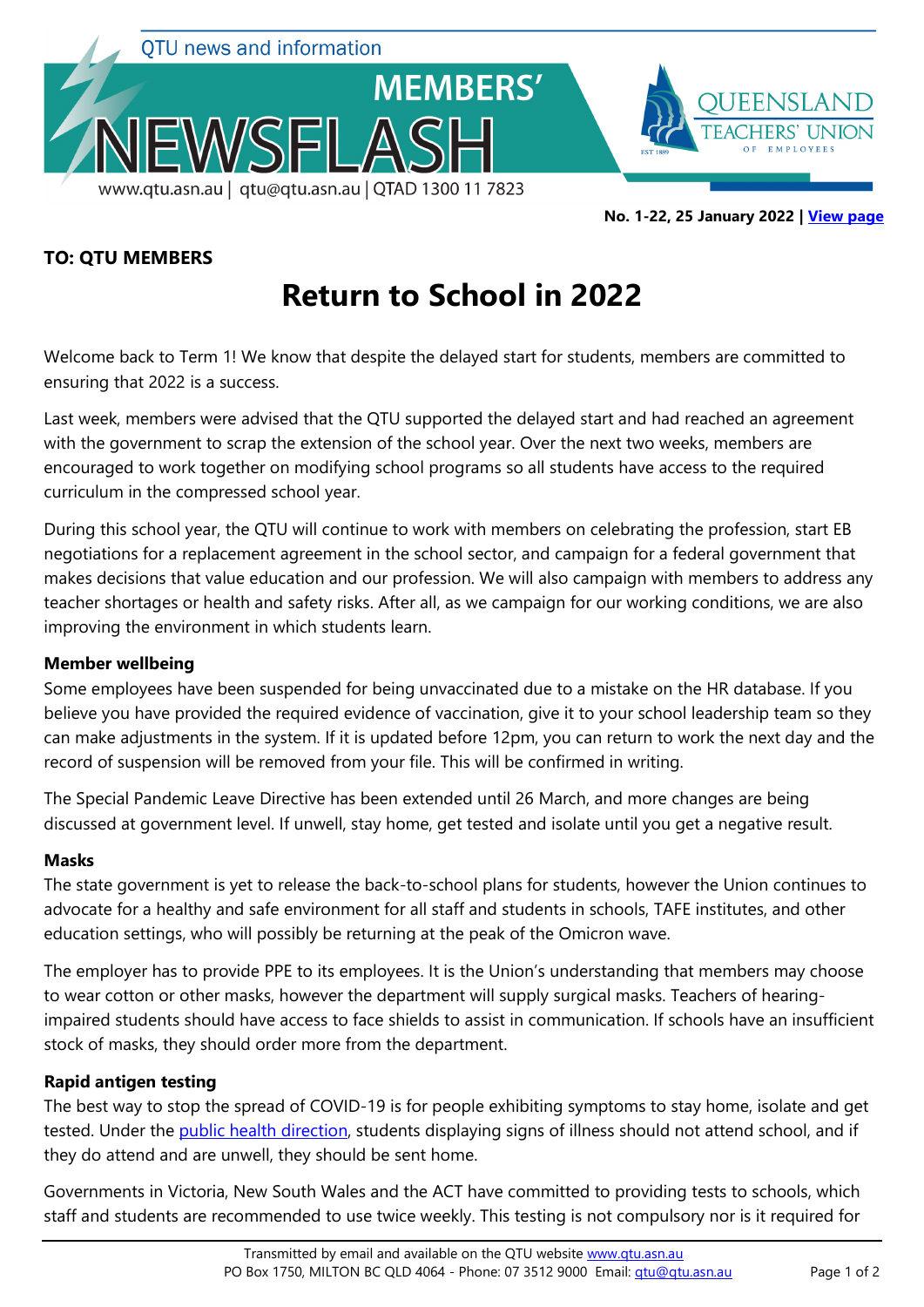QTU news and information

# MEMBERS' NEWSFLASH

www.qtu.asn.au | qtu@qtu.asn.au | QTAD 1300 11 7823

**No. 1-22, 25 January 2022 | [View page]**

**TO: QTU MEMBERS**

# Return to School in 2022

Welcome back to Term 1! We know that despite the delayed start for students, members are committed to ensuring that 2022 is a success.

Last week, members were advised that the QTU supported the delayed start and had reached an agreement with the government to scrap the extension of the school year. Over the next two weeks, members are encouraged to work together on modifying school programs so all students have access to the required curriculum in the compressed school year.

During this school year, the QTU will continue to work with members on celebrating the profession, start EB negotiations for a replacement agreement in the school sector, and campaign for a federal government that makes decisions that value education and our profession. We will also campaign with members to address any teacher shortages or health and safety risks. After all, as we campaign for our working conditions, we are also improving the environment in which students learn.

### Member wellbeing

Some employees have been suspended for being unvaccinated due to a mistake on the HR database. If you believe you have provided the required evidence of vaccination, give it to your school leadership team so they can make adjustments in the system. If it is updated before 12pm, you can return to work the next day and the record of suspension will be removed from your file. This will be confirmed in writing.

The Special Pandemic Leave Directive has been extended until 26 March, and more changes are being discussed at government level. If unwell, stay home, get tested and isolate until you get a negative result.

### Masks

The state government is yet to release the back-to-school plans for students, however the Union continues to advocate for a healthy and safe environment for all staff and students in schools, TAFE institutes, and other education settings, who will possibly be returning at the peak of the Omicron wave.

The employer has to provide PPE to its employees. It is the Union's understanding that members may choose to wear cotton or other masks, however the department will supply surgical masks. Teachers of hearing-impaired students should have access to face shields to assist in communication. If schools have an insufficient stock of masks, they should order more from the department.

### Rapid antigen testing

The best way to stop the spread of COVID-19 is for people exhibiting symptoms to stay home, isolate and get tested. Under the public health direction, students displaying signs of illness should not attend school, and if they do attend and are unwell, they should be sent home.

Governments in Victoria, New South Wales and the ACT have committed to providing tests to schools, which staff and students are recommended to use twice weekly. This testing is not compulsory nor is it required for

Transmitted by email and available on the QTU website www.qtu.asn.au
PO Box 1750, MILTON BC QLD 4064 - Phone: 07 3512 9000 Email: qtu@qtu.asn.au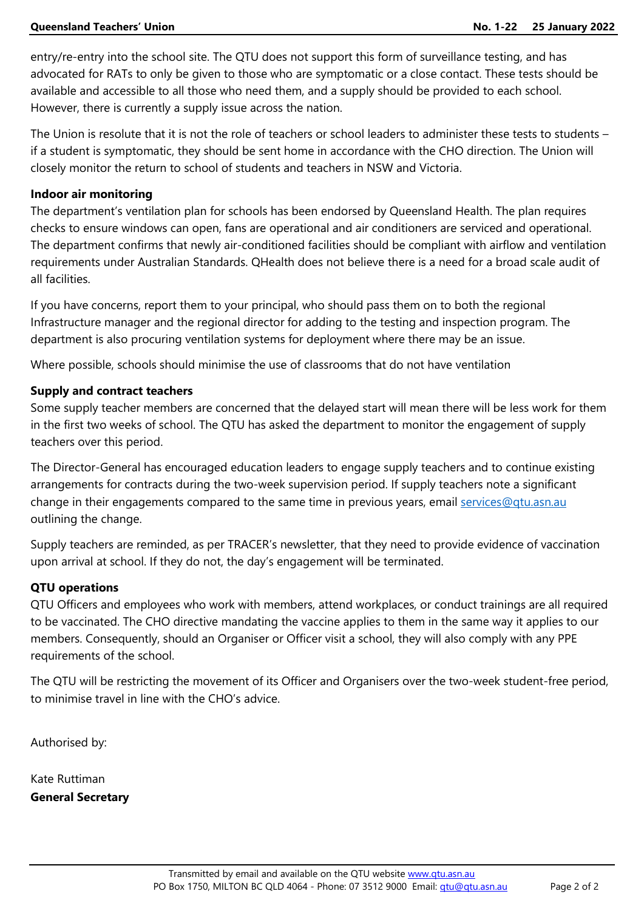entry/re-entry into the school site. The QTU does not support this form of surveillance testing, and has advocated for RATs to only be given to those who are symptomatic or a close contact. These tests should be available and accessible to all those who need them, and a supply should be provided to each school. However, there is currently a supply issue across the nation.

The Union is resolute that it is not the role of teachers or school leaders to administer these tests to students – if a student is symptomatic, they should be sent home in accordance with the CHO direction. The Union will closely monitor the return to school of students and teachers in NSW and Victoria.

**Indoor air monitoring**

The department's ventilation plan for schools has been endorsed by Queensland Health. The plan requires checks to ensure windows can open, fans are operational and air conditioners are serviced and operational. The department confirms that newly air-conditioned facilities should be compliant with airflow and ventilation requirements under Australian Standards. QHealth does not believe there is a need for a broad scale audit of all facilities.

If you have concerns, report them to your principal, who should pass them on to both the regional Infrastructure manager and the regional director for adding to the testing and inspection program. The department is also procuring ventilation systems for deployment where there may be an issue.

Where possible, schools should minimise the use of classrooms that do not have ventilation

**Supply and contract teachers**

Some supply teacher members are concerned that the delayed start will mean there will be less work for them in the first two weeks of school. The QTU has asked the department to monitor the engagement of supply teachers over this period.

The Director-General has encouraged education leaders to engage supply teachers and to continue existing arrangements for contracts during the two-week supervision period. If supply teachers note a significant change in their engagements compared to the same time in previous years, email services@qtu.asn.au outlining the change.

Supply teachers are reminded, as per TRACER's newsletter, that they need to provide evidence of vaccination upon arrival at school. If they do not, the day's engagement will be terminated.

**QTU operations**

QTU Officers and employees who work with members, attend workplaces, or conduct trainings are all required to be vaccinated. The CHO directive mandating the vaccine applies to them in the same way it applies to our members. Consequently, should an Organiser or Officer visit a school, they will also comply with any PPE requirements of the school.

The QTU will be restricting the movement of its Officer and Organisers over the two-week student-free period, to minimise travel in line with the CHO's advice.

Authorised by:

Kate Ruttiman  
**General Secretary**

Transmitted by email and available on the QTU website www.qtu.asn.au  
PO Box 1750, MILTON BC QLD 4064 - Phone: 07 3512 9000 Email: qtu@qtu.asn.au